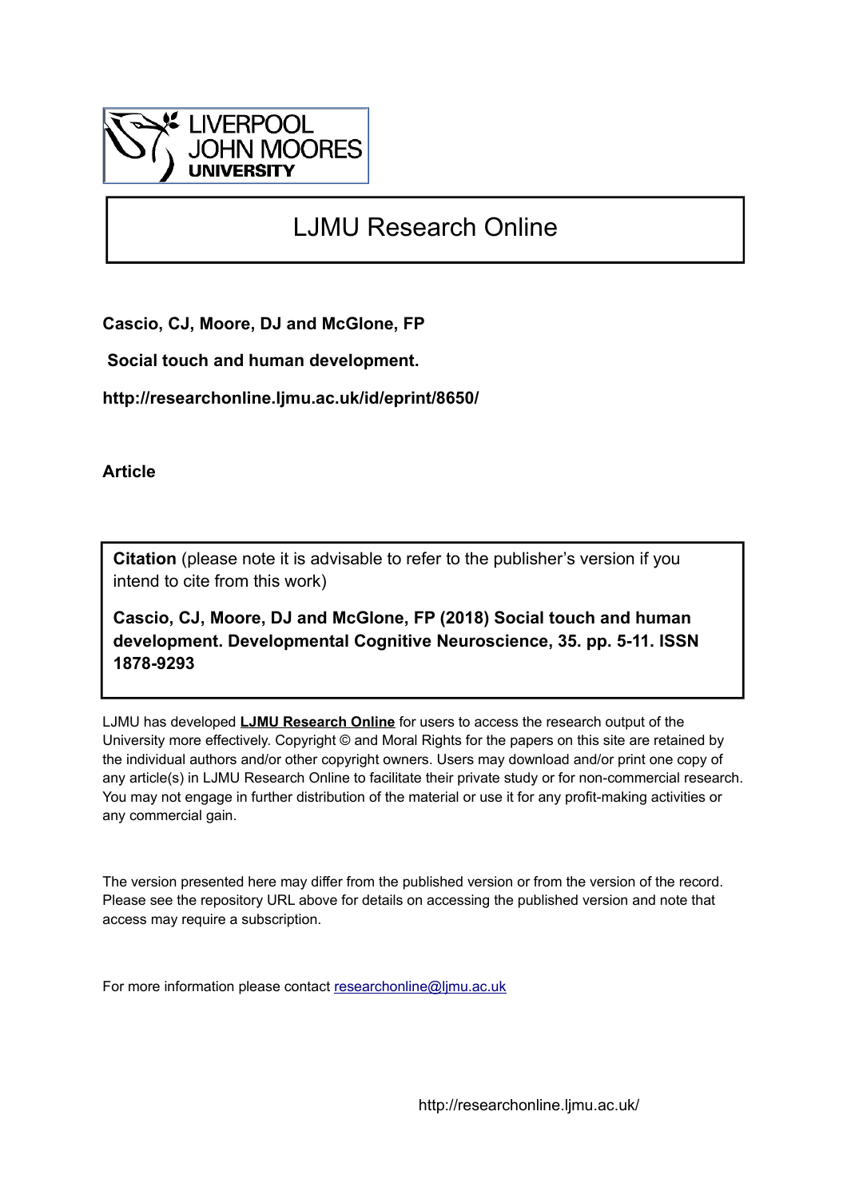LIVERPOOL JOHN MOORES UNIVERSITY

# LJMU Research Online

**Cascio, CJ, Moore, DJ and McGlone, FP**

**Social touch and human development.**

**http://researchonline.ljmu.ac.uk/id/eprint/8650/**

**Article**

**Citation** (please note it is advisable to refer to the publisher's version if you intend to cite from this work)

**Cascio, CJ, Moore, DJ and McGlone, FP (2018) Social touch and human development. Developmental Cognitive Neuroscience, 35. pp. 5-11. ISSN 1878-9293**

LJMU has developed **LJMU Research Online** for users to access the research output of the University more effectively. Copyright © and Moral Rights for the papers on this site are retained by the individual authors and/or other copyright owners. Users may download and/or print one copy of any article(s) in LJMU Research Online to facilitate their private study or for non-commercial research. You may not engage in further distribution of the material or use it for any profit-making activities or any commercial gain.

The version presented here may differ from the published version or from the version of the record. Please see the repository URL above for details on accessing the published version and note that access may require a subscription.

For more information please contact researchonline@ljmu.ac.uk

http://researchonline.ljmu.ac.uk/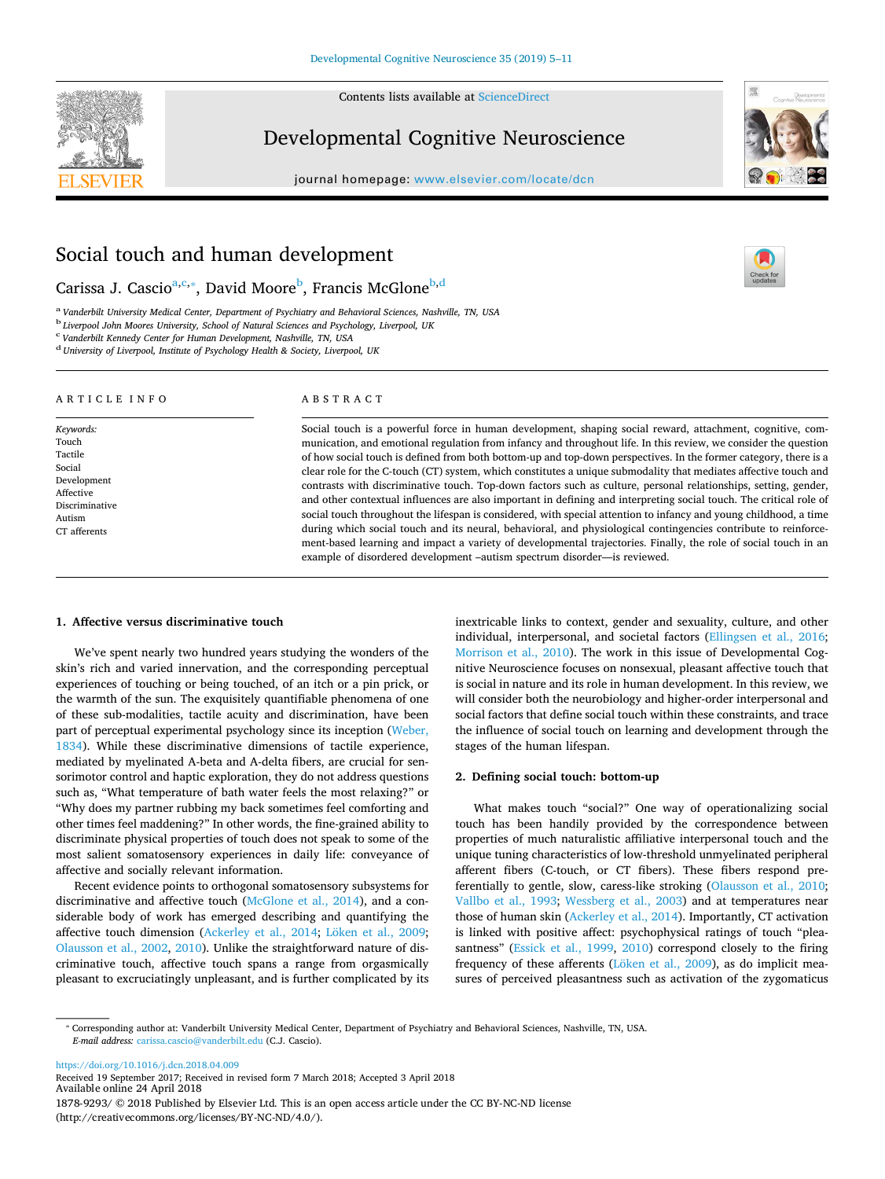# Social touch and human development

Carissa J. Cascio[a,c,*], David Moore[b], Francis McGlone[b,d]

[a] Vanderbilt University Medical Center, Department of Psychiatry and Behavioral Sciences, Nashville, TN, USA
[b] Liverpool John Moores University, School of Natural Sciences and Psychology, Liverpool, UK
[c] Vanderbilt Kennedy Center for Human Development, Nashville, TN, USA
[d] University of Liverpool, Institute of Psychology Health & Society, Liverpool, UK

## ARTICLE INFO

*Keywords:*
Touch
Tactile
Social
Development
Affective
Discriminative
Autism
CT afferents

## ABSTRACT

Social touch is a powerful force in human development, shaping social reward, attachment, cognitive, communication, and emotional regulation from infancy and throughout life. In this review, we consider the question of how social touch is defined from both bottom-up and top-down perspectives. In the former category, there is a clear role for the C-touch (CT) system, which constitutes a unique submodality that mediates affective touch and contrasts with discriminative touch. Top-down factors such as culture, personal relationships, setting, gender, and other contextual influences are also important in defining and interpreting social touch. The critical role of social touch throughout the lifespan is considered, with special attention to infancy and young childhood, a time during which social touch and its neural, behavioral, and physiological contingencies contribute to reinforcement-based learning and impact a variety of developmental trajectories. Finally, the role of social touch in an example of disordered development –autism spectrum disorder—is reviewed.

## 1. Affective versus discriminative touch

We've spent nearly two hundred years studying the wonders of the skin's rich and varied innervation, and the corresponding perceptual experiences of touching or being touched, of an itch or a pin prick, or the warmth of the sun. The exquisitely quantifiable phenomena of one of these sub-modalities, tactile acuity and discrimination, have been part of perceptual experimental psychology since its inception (Weber, 1834). While these discriminative dimensions of tactile experience, mediated by myelinated A-beta and A-delta fibers, are crucial for sensorimotor control and haptic exploration, they do not address questions such as, "What temperature of bath water feels the most relaxing?" or "Why does my partner rubbing my back sometimes feel comforting and other times feel maddening?" In other words, the fine-grained ability to discriminate physical properties of touch does not speak to some of the most salient somatosensory experiences in daily life: conveyance of affective and socially relevant information.

Recent evidence points to orthogonal somatosensory subsystems for discriminative and affective touch (McGlone et al., 2014), and a considerable body of work has emerged describing and quantifying the affective touch dimension (Ackerley et al., 2014; Löken et al., 2009; Olausson et al., 2002, 2010). Unlike the straightforward nature of discriminative touch, affective touch spans a range from orgasmically pleasant to excruciatingly unpleasant, and is further complicated by its inextricable links to context, gender and sexuality, culture, and other individual, interpersonal, and societal factors (Ellingsen et al., 2016; Morrison et al., 2010). The work in this issue of Developmental Cognitive Neuroscience focuses on nonsexual, pleasant affective touch that is social in nature and its role in human development. In this review, we will consider both the neurobiology and higher-order interpersonal and social factors that define social touch within these constraints, and trace the influence of social touch on learning and development through the stages of the human lifespan.

## 2. Defining social touch: bottom-up

What makes touch "social?" One way of operationalizing social touch has been handily provided by the correspondence between properties of much naturalistic affiliative interpersonal touch and the unique tuning characteristics of low-threshold unmyelinated peripheral afferent fibers (C-touch, or CT fibers). These fibers respond preferentially to gentle, slow, caress-like stroking (Olausson et al., 2010; Vallbo et al., 1993; Wessberg et al., 2003) and at temperatures near those of human skin (Ackerley et al., 2014). Importantly, CT activation is linked with positive affect: psychophysical ratings of touch "pleasantness" (Essick et al., 1999, 2010) correspond closely to the firing frequency of these afferents (Löken et al., 2009), as do implicit measures of perceived pleasantness such as activation of the zygomaticus

---

* Corresponding author at: Vanderbilt University Medical Center, Department of Psychiatry and Behavioral Sciences, Nashville, TN, USA.
*E-mail address:* carissa.cascio@vanderbilt.edu (C.J. Cascio).

https://doi.org/10.1016/j.dcn.2018.04.009
Received 19 September 2017; Received in revised form 7 March 2018; Accepted 3 April 2018
Available online 24 April 2018
1878-9293/ © 2018 Published by Elsevier Ltd. This is an open access article under the CC BY-NC-ND license (http://creativecommons.org/licenses/BY-NC-ND/4.0/).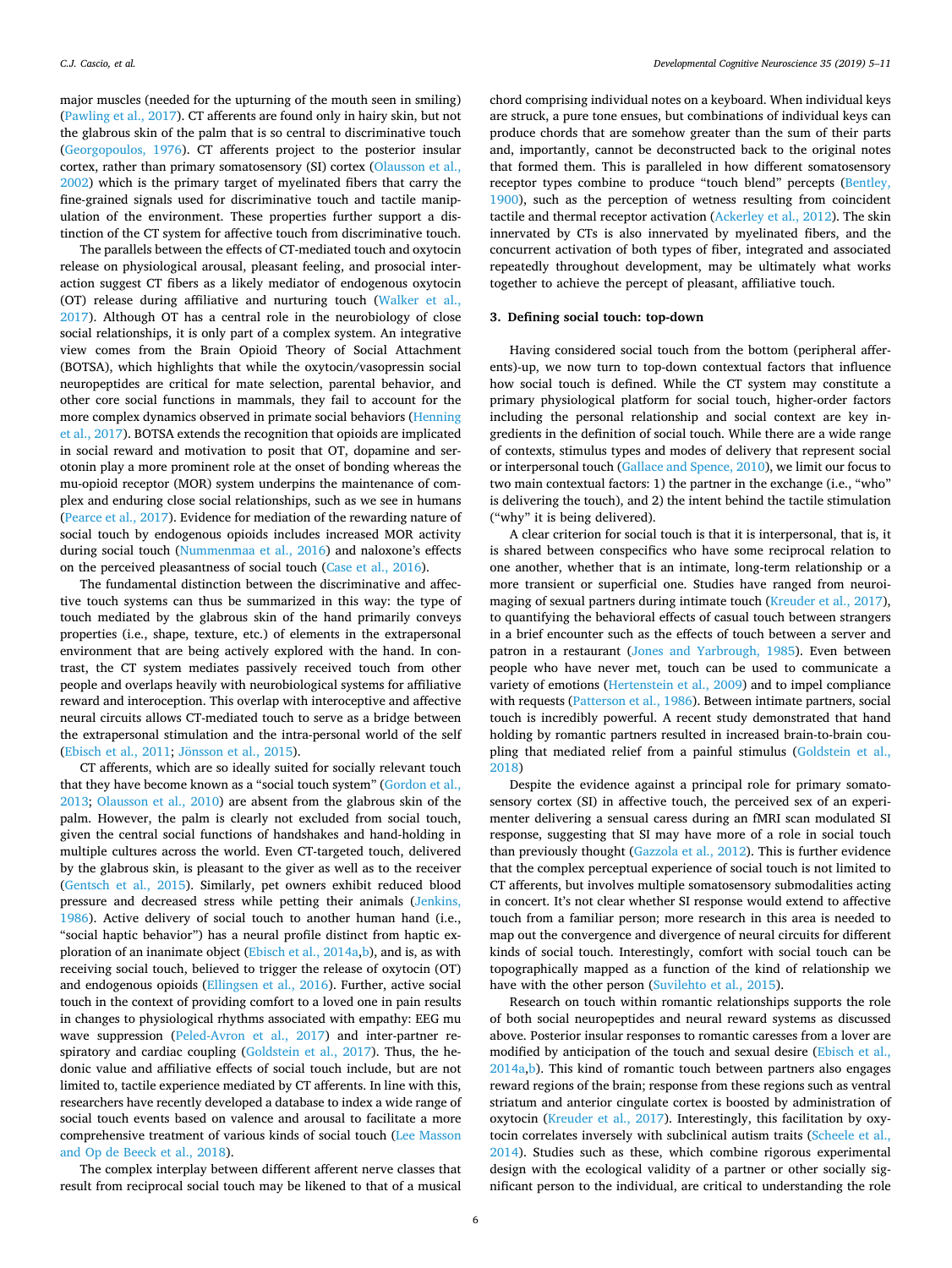major muscles (needed for the upturning of the mouth seen in smiling) (Pawling et al., 2017). CT afferents are found only in hairy skin, but not the glabrous skin of the palm that is so central to discriminative touch (Georgopoulos, 1976). CT afferents project to the posterior insular cortex, rather than primary somatosensory (SI) cortex (Olausson et al., 2002) which is the primary target of myelinated fibers that carry the fine-grained signals used for discriminative touch and tactile manipulation of the environment. These properties further support a distinction of the CT system for affective touch from discriminative touch.

The parallels between the effects of CT-mediated touch and oxytocin release on physiological arousal, pleasant feeling, and prosocial interaction suggest CT fibers as a likely mediator of endogenous oxytocin (OT) release during affiliative and nurturing touch (Walker et al., 2017). Although OT has a central role in the neurobiology of close social relationships, it is only part of a complex system. An integrative view comes from the Brain Opioid Theory of Social Attachment (BOTSA), which highlights that while the oxytocin/vasopressin social neuropeptides are critical for mate selection, parental behavior, and other core social functions in mammals, they fail to account for the more complex dynamics observed in primate social behaviors (Henning et al., 2017). BOTSA extends the recognition that opioids are implicated in social reward and motivation to posit that OT, dopamine and serotonin play a more prominent role at the onset of bonding whereas the mu-opioid receptor (MOR) system underpins the maintenance of complex and enduring close social relationships, such as we see in humans (Pearce et al., 2017). Evidence for mediation of the rewarding nature of social touch by endogenous opioids includes increased MOR activity during social touch (Nummenmaa et al., 2016) and naloxone's effects on the perceived pleasantness of social touch (Case et al., 2016).

The fundamental distinction between the discriminative and affective touch systems can thus be summarized in this way: the type of touch mediated by the glabrous skin of the hand primarily conveys properties (i.e., shape, texture, etc.) of elements in the extrapersonal environment that are being actively explored with the hand. In contrast, the CT system mediates passively received touch from other people and overlaps heavily with neurobiological systems for affiliative reward and interoception. This overlap with interoceptive and affective neural circuits allows CT-mediated touch to serve as a bridge between the extrapersonal stimulation and the intra-personal world of the self (Ebisch et al., 2011; Jönsson et al., 2015).

CT afferents, which are so ideally suited for socially relevant touch that they have become known as a "social touch system" (Gordon et al., 2013; Olausson et al., 2010) are absent from the glabrous skin of the palm. However, the palm is clearly not excluded from social touch, given the central social functions of handshakes and hand-holding in multiple cultures across the world. Even CT-targeted touch, delivered by the glabrous skin, is pleasant to the giver as well as to the receiver (Gentsch et al., 2015). Similarly, pet owners exhibit reduced blood pressure and decreased stress while petting their animals (Jenkins, 1986). Active delivery of social touch to another human hand (i.e., "social haptic behavior") has a neural profile distinct from haptic exploration of an inanimate object (Ebisch et al., 2014a,b), and is, as with receiving social touch, believed to trigger the release of oxytocin (OT) and endogenous opioids (Ellingsen et al., 2016). Further, active social touch in the context of providing comfort to a loved one in pain results in changes to physiological rhythms associated with empathy: EEG mu wave suppression (Peled-Avron et al., 2017) and inter-partner respiratory and cardiac coupling (Goldstein et al., 2017). Thus, the hedonic value and affiliative effects of social touch include, but are not limited to, tactile experience mediated by CT afferents. In line with this, researchers have recently developed a database to index a wide range of social touch events based on valence and arousal to facilitate a more comprehensive treatment of various kinds of social touch (Lee Masson and Op de Beeck et al., 2018).

The complex interplay between different afferent nerve classes that result from reciprocal social touch may be likened to that of a musical chord comprising individual notes on a keyboard. When individual keys are struck, a pure tone ensues, but combinations of individual keys can produce chords that are somehow greater than the sum of their parts and, importantly, cannot be deconstructed back to the original notes that formed them. This is paralleled in how different somatosensory receptor types combine to produce "touch blend" percepts (Bentley, 1900), such as the perception of wetness resulting from coincident tactile and thermal receptor activation (Ackerley et al., 2012). The skin innervated by CTs is also innervated by myelinated fibers, and the concurrent activation of both types of fiber, integrated and associated repeatedly throughout development, may be ultimately what works together to achieve the percept of pleasant, affiliative touch.

## 3. Defining social touch: top-down

Having considered social touch from the bottom (peripheral afferents)-up, we now turn to top-down contextual factors that influence how social touch is defined. While the CT system may constitute a primary physiological platform for social touch, higher-order factors including the personal relationship and social context are key ingredients in the definition of social touch. While there are a wide range of contexts, stimulus types and modes of delivery that represent social or interpersonal touch (Gallace and Spence, 2010), we limit our focus to two main contextual factors: 1) the partner in the exchange (i.e., "who" is delivering the touch), and 2) the intent behind the tactile stimulation ("why" it is being delivered).

A clear criterion for social touch is that it is interpersonal, that is, it is shared between conspecifics who have some reciprocal relation to one another, whether that is an intimate, long-term relationship or a more transient or superficial one. Studies have ranged from neuroimaging of sexual partners during intimate touch (Kreuder et al., 2017), to quantifying the behavioral effects of casual touch between strangers in a brief encounter such as the effects of touch between a server and patron in a restaurant (Jones and Yarbrough, 1985). Even between people who have never met, touch can be used to communicate a variety of emotions (Hertenstein et al., 2009) and to impel compliance with requests (Patterson et al., 1986). Between intimate partners, social touch is incredibly powerful. A recent study demonstrated that hand holding by romantic partners resulted in increased brain-to-brain coupling that mediated relief from a painful stimulus (Goldstein et al., 2018)

Despite the evidence against a principal role for primary somatosensory cortex (SI) in affective touch, the perceived sex of an experimenter delivering a sensual caress during an fMRI scan modulated SI response, suggesting that SI may have more of a role in social touch than previously thought (Gazzola et al., 2012). This is further evidence that the complex perceptual experience of social touch is not limited to CT afferents, but involves multiple somatosensory submodalities acting in concert. It's not clear whether SI response would extend to affective touch from a familiar person; more research in this area is needed to map out the convergence and divergence of neural circuits for different kinds of social touch. Interestingly, comfort with social touch can be topographically mapped as a function of the kind of relationship we have with the other person (Suvilehto et al., 2015).

Research on touch within romantic relationships supports the role of both social neuropeptides and neural reward systems as discussed above. Posterior insular responses to romantic caresses from a lover are modified by anticipation of the touch and sexual desire (Ebisch et al., 2014a,b). This kind of romantic touch between partners also engages reward regions of the brain; response from these regions such as ventral striatum and anterior cingulate cortex is boosted by administration of oxytocin (Kreuder et al., 2017). Interestingly, this facilitation by oxytocin correlates inversely with subclinical autism traits (Scheele et al., 2014). Studies such as these, which combine rigorous experimental design with the ecological validity of a partner or other socially significant person to the individual, are critical to understanding the role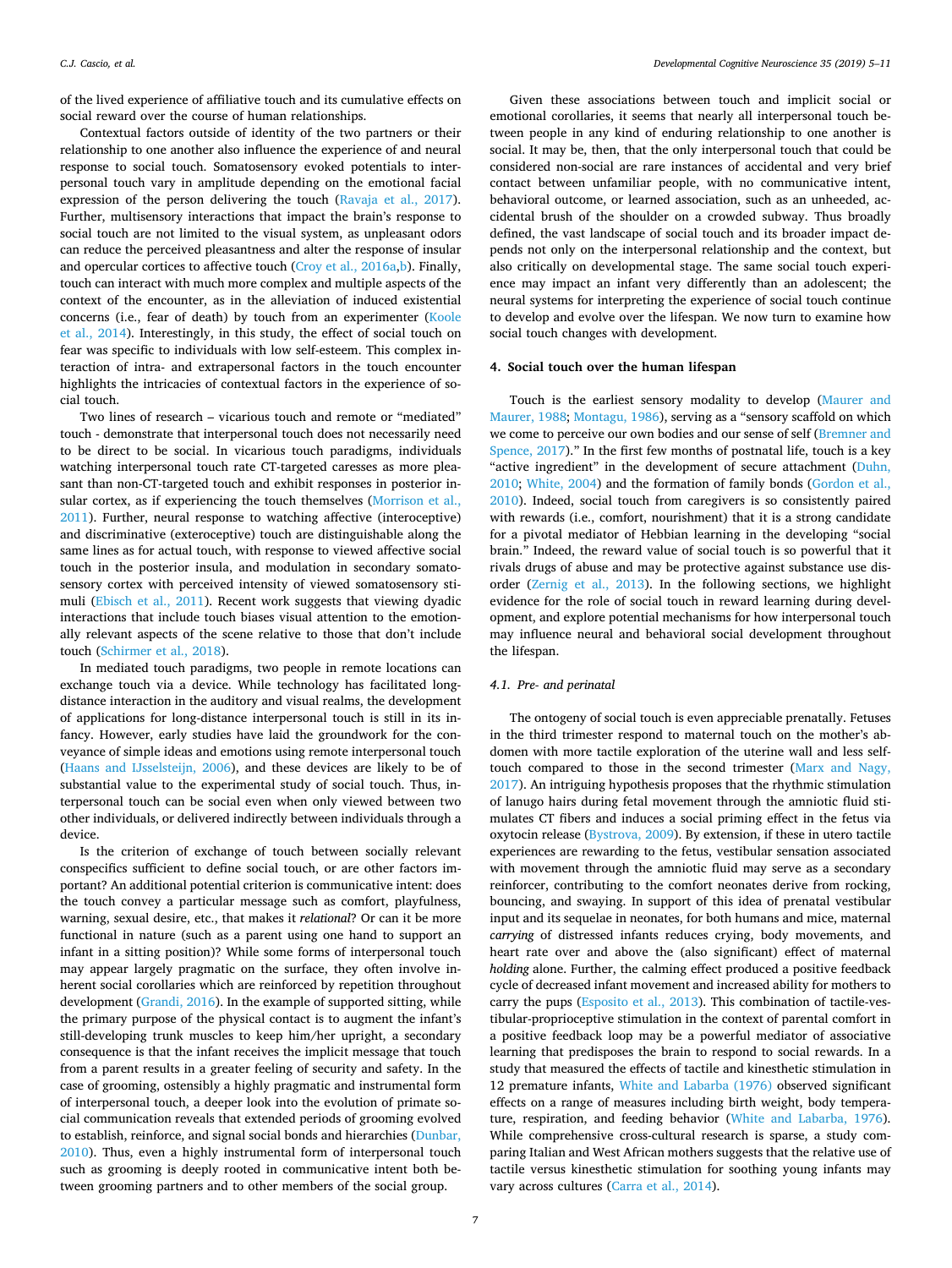of the lived experience of affiliative touch and its cumulative effects on social reward over the course of human relationships.

Contextual factors outside of identity of the two partners or their relationship to one another also influence the experience of and neural response to social touch. Somatosensory evoked potentials to interpersonal touch vary in amplitude depending on the emotional facial expression of the person delivering the touch (Ravaja et al., 2017). Further, multisensory interactions that impact the brain's response to social touch are not limited to the visual system, as unpleasant odors can reduce the perceived pleasantness and alter the response of insular and opercular cortices to affective touch (Croy et al., 2016a,b). Finally, touch can interact with much more complex and multiple aspects of the context of the encounter, as in the alleviation of induced existential concerns (i.e., fear of death) by touch from an experimenter (Koole et al., 2014). Interestingly, in this study, the effect of social touch on fear was specific to individuals with low self-esteem. This complex interaction of intra- and extrapersonal factors in the touch encounter highlights the intricacies of contextual factors in the experience of social touch.

Two lines of research – vicarious touch and remote or "mediated" touch - demonstrate that interpersonal touch does not necessarily need to be direct to be social. In vicarious touch paradigms, individuals watching interpersonal touch rate CT-targeted caresses as more pleasant than non-CT-targeted touch and exhibit responses in posterior insular cortex, as if experiencing the touch themselves (Morrison et al., 2011). Further, neural response to watching affective (interoceptive) and discriminative (exteroceptive) touch are distinguishable along the same lines as for actual touch, with response to viewed affective social touch in the posterior insula, and modulation in secondary somatosensory cortex with perceived intensity of viewed somatosensory stimuli (Ebisch et al., 2011). Recent work suggests that viewing dyadic interactions that include touch biases visual attention to the emotionally relevant aspects of the scene relative to those that don't include touch (Schirmer et al., 2018).

In mediated touch paradigms, two people in remote locations can exchange touch via a device. While technology has facilitated long-distance interaction in the auditory and visual realms, the development of applications for long-distance interpersonal touch is still in its infancy. However, early studies have laid the groundwork for the conveyance of simple ideas and emotions using remote interpersonal touch (Haans and IJsselsteijn, 2006), and these devices are likely to be of substantial value to the experimental study of social touch. Thus, interpersonal touch can be social even when only viewed between two other individuals, or delivered indirectly between individuals through a device.

Is the criterion of exchange of touch between socially relevant conspecifics sufficient to define social touch, or are other factors important? An additional potential criterion is communicative intent: does the touch convey a particular message such as comfort, playfulness, warning, sexual desire, etc., that makes it *relational*? Or can it be more functional in nature (such as a parent using one hand to support an infant in a sitting position)? While some forms of interpersonal touch may appear largely pragmatic on the surface, they often involve inherent social corollaries which are reinforced by repetition throughout development (Grandi, 2016). In the example of supported sitting, while the primary purpose of the physical contact is to augment the infant's still-developing trunk muscles to keep him/her upright, a secondary consequence is that the infant receives the implicit message that touch from a parent results in a greater feeling of security and safety. In the case of grooming, ostensibly a highly pragmatic and instrumental form of interpersonal touch, a deeper look into the evolution of primate social communication reveals that extended periods of grooming evolved to establish, reinforce, and signal social bonds and hierarchies (Dunbar, 2010). Thus, even a highly instrumental form of interpersonal touch such as grooming is deeply rooted in communicative intent both between grooming partners and to other members of the social group.

Given these associations between touch and implicit social or emotional corollaries, it seems that nearly all interpersonal touch between people in any kind of enduring relationship to one another is social. It may be, then, that the only interpersonal touch that could be considered non-social are rare instances of accidental and very brief contact between unfamiliar people, with no communicative intent, behavioral outcome, or learned association, such as an unheeded, accidental brush of the shoulder on a crowded subway. Thus broadly defined, the vast landscape of social touch and its broader impact depends not only on the interpersonal relationship and the context, but also critically on developmental stage. The same social touch experience may impact an infant very differently than an adolescent; the neural systems for interpreting the experience of social touch continue to develop and evolve over the lifespan. We now turn to examine how social touch changes with development.

## 4. Social touch over the human lifespan

Touch is the earliest sensory modality to develop (Maurer and Maurer, 1988; Montagu, 1986), serving as a "sensory scaffold on which we come to perceive our own bodies and our sense of self (Bremner and Spence, 2017)." In the first few months of postnatal life, touch is a key "active ingredient" in the development of secure attachment (Duhn, 2010; White, 2004) and the formation of family bonds (Gordon et al., 2010). Indeed, social touch from caregivers is so consistently paired with rewards (i.e., comfort, nourishment) that it is a strong candidate for a pivotal mediator of Hebbian learning in the developing "social brain." Indeed, the reward value of social touch is so powerful that it rivals drugs of abuse and may be protective against substance use disorder (Zernig et al., 2013). In the following sections, we highlight evidence for the role of social touch in reward learning during development, and explore potential mechanisms for how interpersonal touch may influence neural and behavioral social development throughout the lifespan.

### 4.1. Pre- and perinatal

The ontogeny of social touch is even appreciable prenatally. Fetuses in the third trimester respond to maternal touch on the mother's abdomen with more tactile exploration of the uterine wall and less self-touch compared to those in the second trimester (Marx and Nagy, 2017). An intriguing hypothesis proposes that the rhythmic stimulation of lanugo hairs during fetal movement through the amniotic fluid stimulates CT fibers and induces a social priming effect in the fetus via oxytocin release (Bystrova, 2009). By extension, if these in utero tactile experiences are rewarding to the fetus, vestibular sensation associated with movement through the amniotic fluid may serve as a secondary reinforcer, contributing to the comfort neonates derive from rocking, bouncing, and swaying. In support of this idea of prenatal vestibular input and its sequelae in neonates, for both humans and mice, maternal *carrying* of distressed infants reduces crying, body movements, and heart rate over and above the (also significant) effect of maternal *holding* alone. Further, the calming effect produced a positive feedback cycle of decreased infant movement and increased ability for mothers to carry the pups (Esposito et al., 2013). This combination of tactile-vestibular-proprioceptive stimulation in the context of parental comfort in a positive feedback loop may be a powerful mediator of associative learning that predisposes the brain to respond to social rewards. In a study that measured the effects of tactile and kinesthetic stimulation in 12 premature infants, White and Labarba (1976) observed significant effects on a range of measures including birth weight, body temperature, respiration, and feeding behavior (White and Labarba, 1976). While comprehensive cross-cultural research is sparse, a study comparing Italian and West African mothers suggests that the relative use of tactile versus kinesthetic stimulation for soothing young infants may vary across cultures (Carra et al., 2014).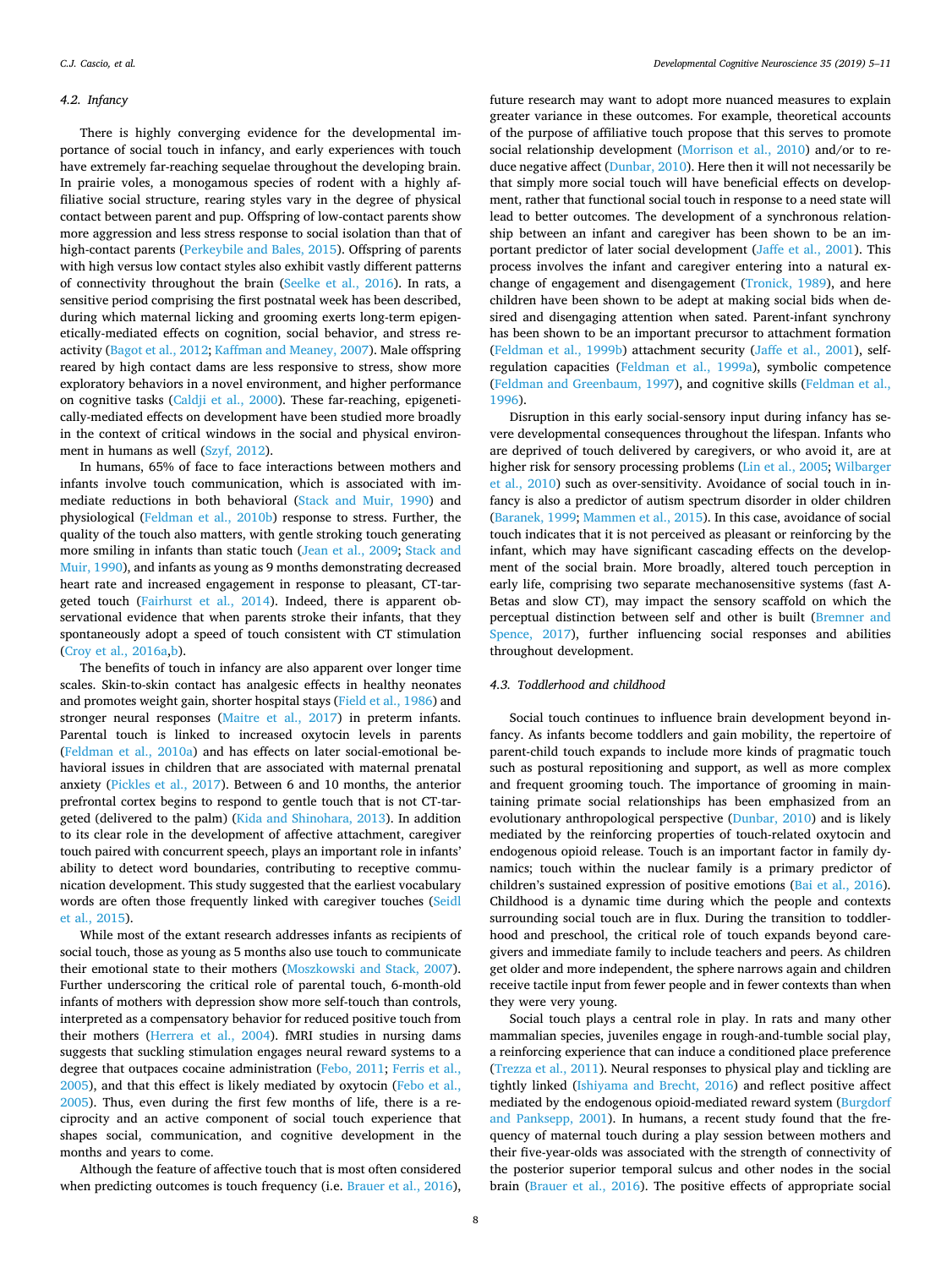### 4.2. Infancy

There is highly converging evidence for the developmental importance of social touch in infancy, and early experiences with touch have extremely far-reaching sequelae throughout the developing brain. In prairie voles, a monogamous species of rodent with a highly affiliative social structure, rearing styles vary in the degree of physical contact between parent and pup. Offspring of low-contact parents show more aggression and less stress response to social isolation than that of high-contact parents (Perkeybile and Bales, 2015). Offspring of parents with high versus low contact styles also exhibit vastly different patterns of connectivity throughout the brain (Seelke et al., 2016). In rats, a sensitive period comprising the first postnatal week has been described, during which maternal licking and grooming exerts long-term epigenetically-mediated effects on cognition, social behavior, and stress reactivity (Bagot et al., 2012; Kaffman and Meaney, 2007). Male offspring reared by high contact dams are less responsive to stress, show more exploratory behaviors in a novel environment, and higher performance on cognitive tasks (Caldji et al., 2000). These far-reaching, epigenetically-mediated effects on development have been studied more broadly in the context of critical windows in the social and physical environment in humans as well (Szyf, 2012).

In humans, 65% of face to face interactions between mothers and infants involve touch communication, which is associated with immediate reductions in both behavioral (Stack and Muir, 1990) and physiological (Feldman et al., 2010b) response to stress. Further, the quality of the touch also matters, with gentle stroking touch generating more smiling in infants than static touch (Jean et al., 2009; Stack and Muir, 1990), and infants as young as 9 months demonstrating decreased heart rate and increased engagement in response to pleasant, CT-targeted touch (Fairhurst et al., 2014). Indeed, there is apparent observational evidence that when parents stroke their infants, that they spontaneously adopt a speed of touch consistent with CT stimulation (Croy et al., 2016a,b).

The benefits of touch in infancy are also apparent over longer time scales. Skin-to-skin contact has analgesic effects in healthy neonates and promotes weight gain, shorter hospital stays (Field et al., 1986) and stronger neural responses (Maitre et al., 2017) in preterm infants. Parental touch is linked to increased oxytocin levels in parents (Feldman et al., 2010a) and has effects on later social-emotional behavioral issues in children that are associated with maternal prenatal anxiety (Pickles et al., 2017). Between 6 and 10 months, the anterior prefrontal cortex begins to respond to gentle touch that is not CT-targeted (delivered to the palm) (Kida and Shinohara, 2013). In addition to its clear role in the development of affective attachment, caregiver touch paired with concurrent speech, plays an important role in infants' ability to detect word boundaries, contributing to receptive communication development. This study suggested that the earliest vocabulary words are often those frequently linked with caregiver touches (Seidl et al., 2015).

While most of the extant research addresses infants as recipients of social touch, those as young as 5 months also use touch to communicate their emotional state to their mothers (Moszkowski and Stack, 2007). Further underscoring the critical role of parental touch, 6-month-old infants of mothers with depression show more self-touch than controls, interpreted as a compensatory behavior for reduced positive touch from their mothers (Herrera et al., 2004). fMRI studies in nursing dams suggests that suckling stimulation engages neural reward systems to a degree that outpaces cocaine administration (Febo, 2011; Ferris et al., 2005), and that this effect is likely mediated by oxytocin (Febo et al., 2005). Thus, even during the first few months of life, there is a reciprocity and an active component of social touch experience that shapes social, communication, and cognitive development in the months and years to come.

Although the feature of affective touch that is most often considered when predicting outcomes is touch frequency (i.e. Brauer et al., 2016), future research may want to adopt more nuanced measures to explain greater variance in these outcomes. For example, theoretical accounts of the purpose of affiliative touch propose that this serves to promote social relationship development (Morrison et al., 2010) and/or to reduce negative affect (Dunbar, 2010). Here then it will not necessarily be that simply more social touch will have beneficial effects on development, rather that functional social touch in response to a need state will lead to better outcomes. The development of a synchronous relationship between an infant and caregiver has been shown to be an important predictor of later social development (Jaffe et al., 2001). This process involves the infant and caregiver entering into a natural exchange of engagement and disengagement (Tronick, 1989), and here children have been shown to be adept at making social bids when desired and disengaging attention when sated. Parent-infant synchrony has been shown to be an important precursor to attachment formation (Feldman et al., 1999b) attachment security (Jaffe et al., 2001), self-regulation capacities (Feldman et al., 1999a), symbolic competence (Feldman and Greenbaum, 1997), and cognitive skills (Feldman et al., 1996).

Disruption in this early social-sensory input during infancy has severe developmental consequences throughout the lifespan. Infants who are deprived of touch delivered by caregivers, or who avoid it, are at higher risk for sensory processing problems (Lin et al., 2005; Wilbarger et al., 2010) such as over-sensitivity. Avoidance of social touch in infancy is also a predictor of autism spectrum disorder in older children (Baranek, 1999; Mammen et al., 2015). In this case, avoidance of social touch indicates that it is not perceived as pleasant or reinforcing by the infant, which may have significant cascading effects on the development of the social brain. More broadly, altered touch perception in early life, comprising two separate mechanosensitive systems (fast A-Betas and slow CT), may impact the sensory scaffold on which the perceptual distinction between self and other is built (Bremner and Spence, 2017), further influencing social responses and abilities throughout development.

### 4.3. Toddlerhood and childhood

Social touch continues to influence brain development beyond infancy. As infants become toddlers and gain mobility, the repertoire of parent-child touch expands to include more kinds of pragmatic touch such as postural repositioning and support, as well as more complex and frequent grooming touch. The importance of grooming in maintaining primate social relationships has been emphasized from an evolutionary anthropological perspective (Dunbar, 2010) and is likely mediated by the reinforcing properties of touch-related oxytocin and endogenous opioid release. Touch is an important factor in family dynamics; touch within the nuclear family is a primary predictor of children's sustained expression of positive emotions (Bai et al., 2016). Childhood is a dynamic time during which the people and contexts surrounding social touch are in flux. During the transition to toddlerhood and preschool, the critical role of touch expands beyond caregivers and immediate family to include teachers and peers. As children get older and more independent, the sphere narrows again and children receive tactile input from fewer people and in fewer contexts than when they were very young.

Social touch plays a central role in play. In rats and many other mammalian species, juveniles engage in rough-and-tumble social play, a reinforcing experience that can induce a conditioned place preference (Trezza et al., 2011). Neural responses to physical play and tickling are tightly linked (Ishiyama and Brecht, 2016) and reflect positive affect mediated by the endogenous opioid-mediated reward system (Burgdorf and Panksepp, 2001). In humans, a recent study found that the frequency of maternal touch during a play session between mothers and their five-year-olds was associated with the strength of connectivity of the posterior superior temporal sulcus and other nodes in the social brain (Brauer et al., 2016). The positive effects of appropriate social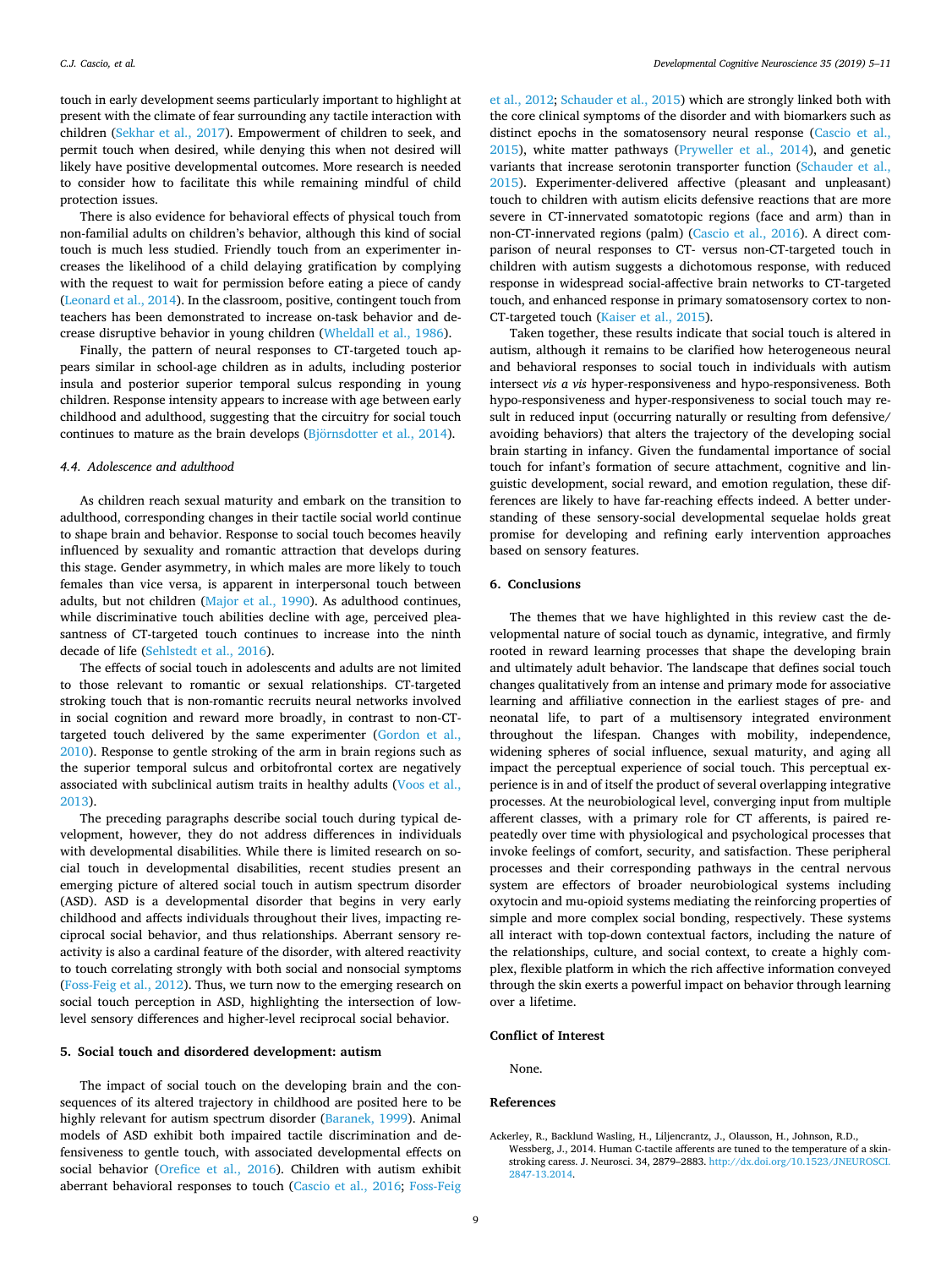touch in early development seems particularly important to highlight at present with the climate of fear surrounding any tactile interaction with children (Sekhar et al., 2017). Empowerment of children to seek, and permit touch when desired, while denying this when not desired will likely have positive developmental outcomes. More research is needed to consider how to facilitate this while remaining mindful of child protection issues.

There is also evidence for behavioral effects of physical touch from non-familial adults on children's behavior, although this kind of social touch is much less studied. Friendly touch from an experimenter increases the likelihood of a child delaying gratification by complying with the request to wait for permission before eating a piece of candy (Leonard et al., 2014). In the classroom, positive, contingent touch from teachers has been demonstrated to increase on-task behavior and decrease disruptive behavior in young children (Wheldall et al., 1986).

Finally, the pattern of neural responses to CT-targeted touch appears similar in school-age children as in adults, including posterior insula and posterior superior temporal sulcus responding in young children. Response intensity appears to increase with age between early childhood and adulthood, suggesting that the circuitry for social touch continues to mature as the brain develops (Björnsdotter et al., 2014).

### 4.4. Adolescence and adulthood

As children reach sexual maturity and embark on the transition to adulthood, corresponding changes in their tactile social world continue to shape brain and behavior. Response to social touch becomes heavily influenced by sexuality and romantic attraction that develops during this stage. Gender asymmetry, in which males are more likely to touch females than vice versa, is apparent in interpersonal touch between adults, but not children (Major et al., 1990). As adulthood continues, while discriminative touch abilities decline with age, perceived pleasantness of CT-targeted touch continues to increase into the ninth decade of life (Sehlstedt et al., 2016).

The effects of social touch in adolescents and adults are not limited to those relevant to romantic or sexual relationships. CT-targeted stroking touch that is non-romantic recruits neural networks involved in social cognition and reward more broadly, in contrast to non-CT-targeted touch delivered by the same experimenter (Gordon et al., 2010). Response to gentle stroking of the arm in brain regions such as the superior temporal sulcus and orbitofrontal cortex are negatively associated with subclinical autism traits in healthy adults (Voos et al., 2013).

The preceding paragraphs describe social touch during typical development, however, they do not address differences in individuals with developmental disabilities. While there is limited research on social touch in developmental disabilities, recent studies present an emerging picture of altered social touch in autism spectrum disorder (ASD). ASD is a developmental disorder that begins in very early childhood and affects individuals throughout their lives, impacting reciprocal social behavior, and thus relationships. Aberrant sensory reactivity is also a cardinal feature of the disorder, with altered reactivity to touch correlating strongly with both social and nonsocial symptoms (Foss-Feig et al., 2012). Thus, we turn now to the emerging research on social touch perception in ASD, highlighting the intersection of low-level sensory differences and higher-level reciprocal social behavior.

## 5. Social touch and disordered development: autism

The impact of social touch on the developing brain and the consequences of its altered trajectory in childhood are posited here to be highly relevant for autism spectrum disorder (Baranek, 1999). Animal models of ASD exhibit both impaired tactile discrimination and defensiveness to gentle touch, with associated developmental effects on social behavior (Orefice et al., 2016). Children with autism exhibit aberrant behavioral responses to touch (Cascio et al., 2016; Foss-Feig et al., 2012; Schauder et al., 2015) which are strongly linked both with the core clinical symptoms of the disorder and with biomarkers such as distinct epochs in the somatosensory neural response (Cascio et al., 2015), white matter pathways (Pryweller et al., 2014), and genetic variants that increase serotonin transporter function (Schauder et al., 2015). Experimenter-delivered affective (pleasant and unpleasant) touch to children with autism elicits defensive reactions that are more severe in CT-innervated somatotopic regions (face and arm) than in non-CT-innervated regions (palm) (Cascio et al., 2016). A direct comparison of neural responses to CT- versus non-CT-targeted touch in children with autism suggests a dichotomous response, with reduced response in widespread social-affective brain networks to CT-targeted touch, and enhanced response in primary somatosensory cortex to non-CT-targeted touch (Kaiser et al., 2015).

Taken together, these results indicate that social touch is altered in autism, although it remains to be clarified how heterogeneous neural and behavioral responses to social touch in individuals with autism intersect *vis a vis* hyper-responsiveness and hypo-responsiveness. Both hypo-responsiveness and hyper-responsiveness to social touch may result in reduced input (occurring naturally or resulting from defensive/avoiding behaviors) that alters the trajectory of the developing social brain starting in infancy. Given the fundamental importance of social touch for infant's formation of secure attachment, cognitive and linguistic development, social reward, and emotion regulation, these differences are likely to have far-reaching effects indeed. A better understanding of these sensory-social developmental sequelae holds great promise for developing and refining early intervention approaches based on sensory features.

## 6. Conclusions

The themes that we have highlighted in this review cast the developmental nature of social touch as dynamic, integrative, and firmly rooted in reward learning processes that shape the developing brain and ultimately adult behavior. The landscape that defines social touch changes qualitatively from an intense and primary mode for associative learning and affiliative connection in the earliest stages of pre- and neonatal life, to part of a multisensory integrated environment throughout the lifespan. Changes with mobility, independence, widening spheres of social influence, sexual maturity, and aging all impact the perceptual experience of social touch. This perceptual experience is in and of itself the product of several overlapping integrative processes. At the neurobiological level, converging input from multiple afferent classes, with a primary role for CT afferents, is paired repeatedly over time with physiological and psychological processes that invoke feelings of comfort, security, and satisfaction. These peripheral processes and their corresponding pathways in the central nervous system are effectors of broader neurobiological systems including oxytocin and mu-opioid systems mediating the reinforcing properties of simple and more complex social bonding, respectively. These systems all interact with top-down contextual factors, including the nature of the relationships, culture, and social context, to create a highly complex, flexible platform in which the rich affective information conveyed through the skin exerts a powerful impact on behavior through learning over a lifetime.

## Conflict of Interest

None.

## References

Ackerley, R., Backlund Wasling, H., Liljencrantz, J., Olausson, H., Johnson, R.D., Wessberg, J., 2014. Human C-tactile afferents are tuned to the temperature of a skin-stroking caress. J. Neurosci. 34, 2879–2883. http://dx.doi.org/10.1523/JNEUROSCI.2847-13.2014.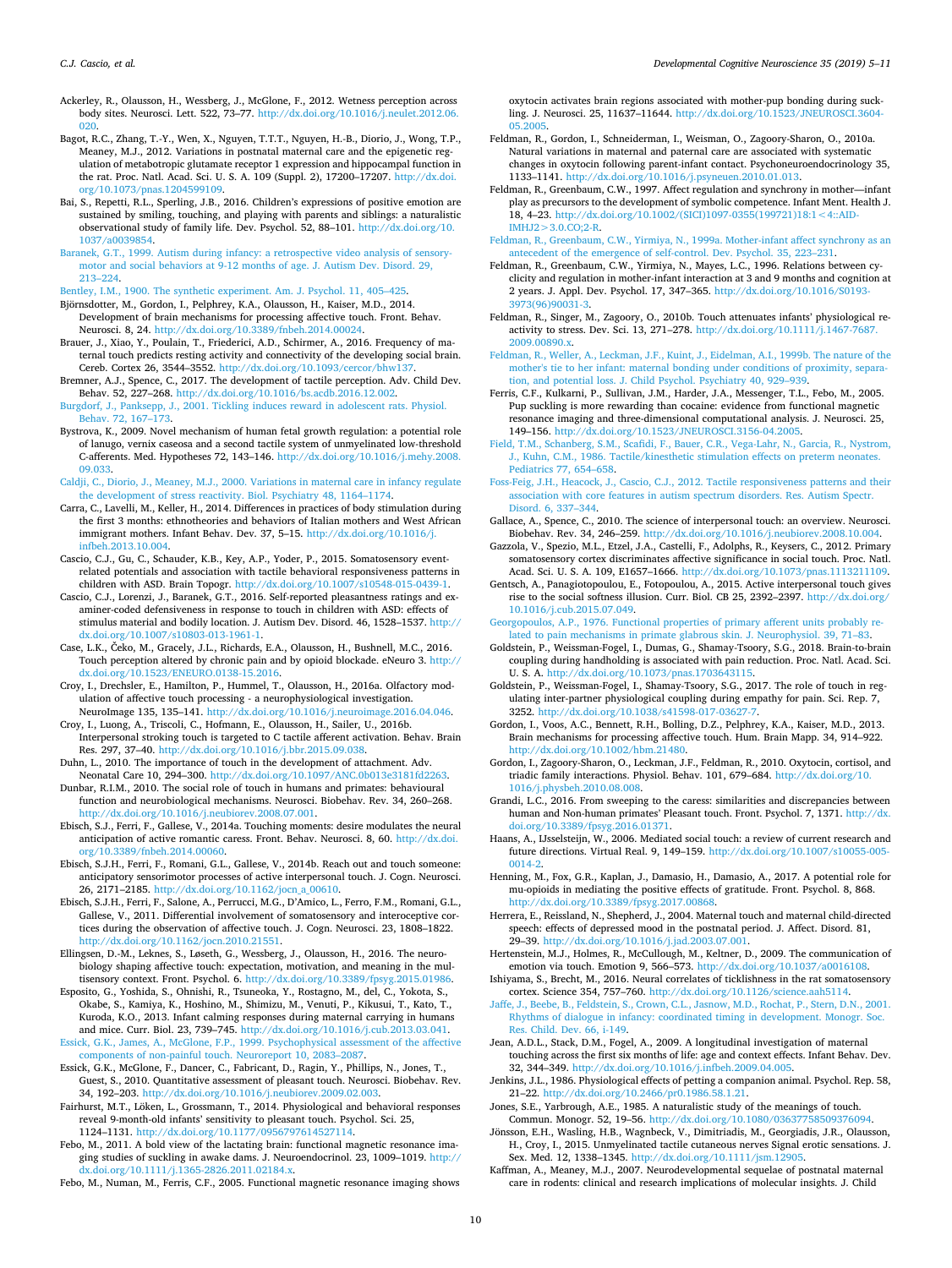Ackerley, R., Olausson, H., Wessberg, J., McGlone, F., 2012. Wetness perception across body sites. Neurosci. Lett. 522, 73–77. http://dx.doi.org/10.1016/j.neulet.2012.06.020.

Bagot, R.C., Zhang, T.-Y., Wen, X., Nguyen, T.T.T., Nguyen, H.-B., Diorio, J., Wong, T.P., Meaney, M.J., 2012. Variations in postnatal maternal care and the epigenetic regulation of metabotropic glutamate receptor 1 expression and hippocampal function in the rat. Proc. Natl. Acad. Sci. U. S. A. 109 (Suppl. 2), 17200–17207. http://dx.doi.org/10.1073/pnas.1204599109.

Bai, S., Repetti, R.L., Sperling, J.B., 2016. Children's expressions of positive emotion are sustained by smiling, touching, and playing with parents and siblings: a naturalistic observational study of family life. Dev. Psychol. 52, 88–101. http://dx.doi.org/10.1037/a0039854.

Baranek, G.T., 1999. Autism during infancy: a retrospective video analysis of sensory-motor and social behaviors at 9-12 months of age. J. Autism Dev. Disord. 29, 213–224.

Bentley, I.M., 1900. The synthetic experiment. Am. J. Psychol. 11, 405–425.

Björnsdotter, M., Gordon, I., Pelphrey, K.A., Olausson, H., Kaiser, M.D., 2014. Development of brain mechanisms for processing affective touch. Front. Behav. Neurosci. 8, 24. http://dx.doi.org/10.3389/fnbeh.2014.00024.

Brauer, J., Xiao, Y., Poulain, T., Friederici, A.D., Schirmer, A., 2016. Frequency of maternal touch predicts resting activity and connectivity of the developing social brain. Cereb. Cortex 26, 3544–3552. http://dx.doi.org/10.1093/cercor/bhw137.

Bremner, A.J., Spence, C., 2017. The development of tactile perception. Adv. Child Dev. Behav. 52, 227–268. http://dx.doi.org/10.1016/bs.acdb.2016.12.002.

Burgdorf, J., Panksepp, J., 2001. Tickling induces reward in adolescent rats. Physiol. Behav. 72, 167–173.

Bystrova, K., 2009. Novel mechanism of human fetal growth regulation: a potential role of lanugo, vernix caseosa and a second tactile system of unmyelinated low-threshold C-afferents. Med. Hypotheses 72, 143–146. http://dx.doi.org/10.1016/j.mehy.2008.09.033.

Caldji, C., Diorio, J., Meaney, M.J., 2000. Variations in maternal care in infancy regulate the development of stress reactivity. Biol. Psychiatry 48, 1164–1174.

Carra, C., Lavelli, M., Keller, H., 2014. Differences in practices of body stimulation during the first 3 months: ethnotheories and behaviors of Italian mothers and West African immigrant mothers. Infant Behav. Dev. 37, 5–15. http://dx.doi.org/10.1016/j.infbeh.2013.10.004.

Cascio, C.J., Gu, C., Schauder, K.B., Key, A.P., Yoder, P., 2015. Somatosensory event-related potentials and association with tactile behavioral responsiveness patterns in children with ASD. Brain Topogr. http://dx.doi.org/10.1007/s10548-015-0439-1.

Cascio, C.J., Lorenzi, J., Baranek, G.T., 2016. Self-reported pleasantness ratings and examiner-coded defensiveness in response to touch in children with ASD: effects of stimulus material and bodily location. J. Autism Dev. Disord. 46, 1528–1537. http://dx.doi.org/10.1007/s10803-013-1961-1.

Case, L.K., Čeko, M., Gracely, J.L., Richards, E.A., Olausson, H., Bushnell, M.C., 2016. Touch perception altered by chronic pain and by opioid blockade. eNeuro 3. http://dx.doi.org/10.1523/ENEURO.0138-15.2016.

Croy, I., Drechsler, E., Hamilton, P., Hummel, T., Olausson, H., 2016a. Olfactory modulation of affective touch processing - a neurophysiological investigation. NeuroImage 135, 135–141. http://dx.doi.org/10.1016/j.neuroimage.2016.04.046.

Croy, I., Luong, A., Triscoli, C., Hofmann, E., Olausson, H., Sailer, U., 2016b. Interpersonal stroking touch is targeted to C tactile afferent activation. Behav. Brain Res. 297, 37–40. http://dx.doi.org/10.1016/j.bbr.2015.09.038.

Duhn, L., 2010. The importance of touch in the development of attachment. Adv. Neonatal Care 10, 294–300. http://dx.doi.org/10.1097/ANC.0b013e3181fd2263.

Dunbar, R.I.M., 2010. The social role of touch in humans and primates: behavioural function and neurobiological mechanisms. Neurosci. Biobehav. Rev. 34, 260–268. http://dx.doi.org/10.1016/j.neubiorev.2008.07.001.

Ebisch, S.J., Ferri, F., Gallese, V., 2014a. Touching moments: desire modulates the neural anticipation of active romantic caress. Front. Behav. Neurosci. 8, 60. http://dx.doi.org/10.3389/fnbeh.2014.00060.

Ebisch, S.J.H., Ferri, F., Romani, G.L., Gallese, V., 2014b. Reach out and touch someone: anticipatory sensorimotor processes of active interpersonal touch. J. Cogn. Neurosci. 26, 2171–2185. http://dx.doi.org/10.1162/jocn_a_00610.

Ebisch, S.J.H., Ferri, F., Salone, A., Perrucci, M.G., D'Amico, L., Ferro, F.M., Romani, G.L., Gallese, V., 2011. Differential involvement of somatosensory and interoceptive cortices during the observation of affective touch. J. Cogn. Neurosci. 23, 1808–1822. http://dx.doi.org/10.1162/jocn.2010.21551.

Ellingsen, D.-M., Leknes, S., Løseth, G., Wessberg, J., Olausson, H., 2016. The neurobiology shaping affective touch: expectation, motivation, and meaning in the multisensory context. Front. Psychol. 6. http://dx.doi.org/10.3389/fpsyg.2015.01986.

Esposito, G., Yoshida, S., Ohnishi, R., Tsuneoka, Y., Rostagno, M., del, C., Yokota, S., Okabe, S., Kamiya, K., Hoshino, M., Shimizu, M., Venuti, P., Kikusui, T., Kato, T., Kuroda, K.O., 2013. Infant calming responses during maternal carrying in humans and mice. Curr. Biol. 23, 739–745. http://dx.doi.org/10.1016/j.cub.2013.03.041.

Essick, G.K., James, A., McGlone, F.P., 1999. Psychophysical assessment of the affective components of non-painful touch. Neuroreport 10, 2083–2087.

Essick, G.K., McGlone, F., Dancer, C., Fabricant, D., Ragin, Y., Phillips, N., Jones, T., Guest, S., 2010. Quantitative assessment of pleasant touch. Neurosci. Biobehav. Rev. 34, 192–203. http://dx.doi.org/10.1016/j.neubiorev.2009.02.003.

Fairhurst, M.T., Löken, L., Grossmann, T., 2014. Physiological and behavioral responses reveal 9-month-old infants' sensitivity to pleasant touch. Psychol. Sci. 25, 1124–1131. http://dx.doi.org/10.1177/0956797614527114.

Febo, M., 2011. A bold view of the lactating brain: functional magnetic resonance imaging studies of suckling in awake dams. J. Neuroendocrinol. 23, 1009–1019. http://dx.doi.org/10.1111/j.1365-2826.2011.02184.x.

Febo, M., Numan, M., Ferris, C.F., 2005. Functional magnetic resonance imaging shows oxytocin activates brain regions associated with mother-pup bonding during suckling. J. Neurosci. 25, 11637–11644. http://dx.doi.org/10.1523/JNEUROSCI.3604-05.2005.

Feldman, R., Gordon, I., Schneiderman, I., Weisman, O., Zagoory-Sharon, O., 2010a. Natural variations in maternal and paternal care are associated with systematic changes in oxytocin following parent-infant contact. Psychoneuroendocrinology 35, 1133–1141. http://dx.doi.org/10.1016/j.psyneuen.2010.01.013.

Feldman, R., Greenbaum, C.W., 1997. Affect regulation and synchrony in mother—infant play as precursors to the development of symbolic competence. Infant Ment. Health J. 18, 4–23. http://dx.doi.org/10.1002/(SICI)1097-0355(199721)18:1<4::AID-IMHJ2>3.0.CO;2-R.

Feldman, R., Greenbaum, C.W., Yirmiya, N., 1999a. Mother-infant affect synchrony as an antecedent of the emergence of self-control. Dev. Psychol. 35, 223–231.

Feldman, R., Greenbaum, C.W., Yirmiya, N., Mayes, L.C., 1996. Relations between cyclicity and regulation in mother-infant interaction at 3 and 9 months and cognition at 2 years. J. Appl. Dev. Psychol. 17, 347–365. http://dx.doi.org/10.1016/S0193-3973(96)90031-3.

Feldman, R., Singer, M., Zagoory, O., 2010b. Touch attenuates infants' physiological reactivity to stress. Dev. Sci. 13, 271–278. http://dx.doi.org/10.1111/j.1467-7687.2009.00890.x.

Feldman, R., Weller, A., Leckman, J.F., Kuint, J., Eidelman, A.I., 1999b. The nature of the mother's tie to her infant: maternal bonding under conditions of proximity, separation, and potential loss. J. Child Psychol. Psychiatry 40, 929–939.

Ferris, C.F., Kulkarni, P., Sullivan, J.M., Harder, J.A., Messenger, T.L., Febo, M., 2005. Pup suckling is more rewarding than cocaine: evidence from functional magnetic resonance imaging and three-dimensional computational analysis. J. Neurosci. 25, 149–156. http://dx.doi.org/10.1523/JNEUROSCI.3156-04.2005.

Field, T.M., Schanberg, S.M., Scafidi, F., Bauer, C.R., Vega-Lahr, N., Garcia, R., Nystrom, J., Kuhn, C.M., 1986. Tactile/kinesthetic stimulation effects on preterm neonates. Pediatrics 77, 654–658.

Foss-Feig, J.H., Heacock, J., Cascio, C.J., 2012. Tactile responsiveness patterns and their association with core features in autism spectrum disorders. Res. Autism Spectr. Disord. 6, 337–344.

Gallace, A., Spence, C., 2010. The science of interpersonal touch: an overview. Neurosci. Biobehav. Rev. 34, 246–259. http://dx.doi.org/10.1016/j.neubiorev.2008.10.004.

Gazzola, V., Spezio, M.L., Etzel, J.A., Castelli, F., Adolphs, R., Keysers, C., 2012. Primary somatosensory cortex discriminates affective significance in social touch. Proc. Natl. Acad. Sci. U. S. A. 109, E1657–1666. http://dx.doi.org/10.1073/pnas.1113211109.

Gentsch, A., Panagiotopoulou, E., Fotopoulou, A., 2015. Active interpersonal touch gives rise to the social softness illusion. Curr. Biol. CB 25, 2392–2397. http://dx.doi.org/10.1016/j.cub.2015.07.049.

Georgopoulos, A.P., 1976. Functional properties of primary afferent units probably related to pain mechanisms in primate glabrous skin. J. Neurophysiol. 39, 71–83.

Goldstein, P., Weissman-Fogel, I., Dumas, G., Shamay-Tsoory, S.G., 2018. Brain-to-brain coupling during handholding is associated with pain reduction. Proc. Natl. Acad. Sci. U. S. A. http://dx.doi.org/10.1073/pnas.1703643115.

Goldstein, P., Weissman-Fogel, I., Shamay-Tsoory, S.G., 2017. The role of touch in regulating inter-partner physiological coupling during empathy for pain. Sci. Rep. 7, 3252. http://dx.doi.org/10.1038/s41598-017-03627-7.

Gordon, I., Voos, A.C., Bennett, R.H., Bolling, D.Z., Pelphrey, K.A., Kaiser, M.D., 2013. Brain mechanisms for processing affective touch. Hum. Brain Mapp. 34, 914–922. http://dx.doi.org/10.1002/hbm.21480.

Gordon, I., Zagoory-Sharon, O., Leckman, J.F., Feldman, R., 2010. Oxytocin, cortisol, and triadic family interactions. Physiol. Behav. 101, 679–684. http://dx.doi.org/10.1016/j.physbeh.2010.08.008.

Grandi, L.C., 2016. From sweeping to the caress: similarities and discrepancies between human and Non-human primates' Pleasant touch. Front. Psychol. 7, 1371. http://dx.doi.org/10.3389/fpsyg.2016.01371.

Haans, A., IJsselsteijn, W., 2006. Mediated social touch: a review of current research and future directions. Virtual Real. 9, 149–159. http://dx.doi.org/10.1007/s10055-005-0014-2.

Henning, M., Fox, G.R., Kaplan, J., Damasio, H., Damasio, A., 2017. A potential role for mu-opioids in mediating the positive effects of gratitude. Front. Psychol. 8, 868. http://dx.doi.org/10.3389/fpsyg.2017.00868.

Herrera, E., Reissland, N., Shepherd, J., 2004. Maternal touch and maternal child-directed speech: effects of depressed mood in the postnatal period. J. Affect. Disord. 81, 29–39. http://dx.doi.org/10.1016/j.jad.2003.07.001.

Hertenstein, M.J., Holmes, R., McCullough, M., Keltner, D., 2009. The communication of emotion via touch. Emotion 9, 566–573. http://dx.doi.org/10.1037/a0016108.

Ishiyama, S., Brecht, M., 2016. Neural correlates of ticklishness in the rat somatosensory cortex. Science 354, 757–760. http://dx.doi.org/10.1126/science.aah5114.

Jaffe, J., Beebe, B., Feldstein, S., Crown, C.L., Jasnow, M.D., Rochat, P., Stern, D.N., 2001. Rhythms of dialogue in infancy: coordinated timing in development. Monogr. Soc. Res. Child. Dev. 66, i-149.

Jean, A.D.L., Stack, D.M., Fogel, A., 2009. A longitudinal investigation of maternal touching across the first six months of life: age and context effects. Infant Behav. Dev. 32, 344–349. http://dx.doi.org/10.1016/j.infbeh.2009.04.005.

Jenkins, J.L., 1986. Physiological effects of petting a companion animal. Psychol. Rep. 58, 21–22. http://dx.doi.org/10.2466/pr0.1986.58.1.21.

Jones, S.E., Yarbrough, A.E., 1985. A naturalistic study of the meanings of touch. Commun. Monogr. 52, 19–56. http://dx.doi.org/10.1080/03637758509376094.

Jönsson, E.H., Wasling, H.B., Wagnbeck, V., Dimitriadis, M., Georgiadis, J.R., Olausson, H., Croy, I., 2015. Unmyelinated tactile cutaneous nerves Signal erotic sensations. J. Sex. Med. 12, 1338–1345. http://dx.doi.org/10.1111/jsm.12905.

Kaffman, A., Meaney, M.J., 2007. Neurodevelopmental sequelae of postnatal maternal care in rodents: clinical and research implications of molecular insights. J. Child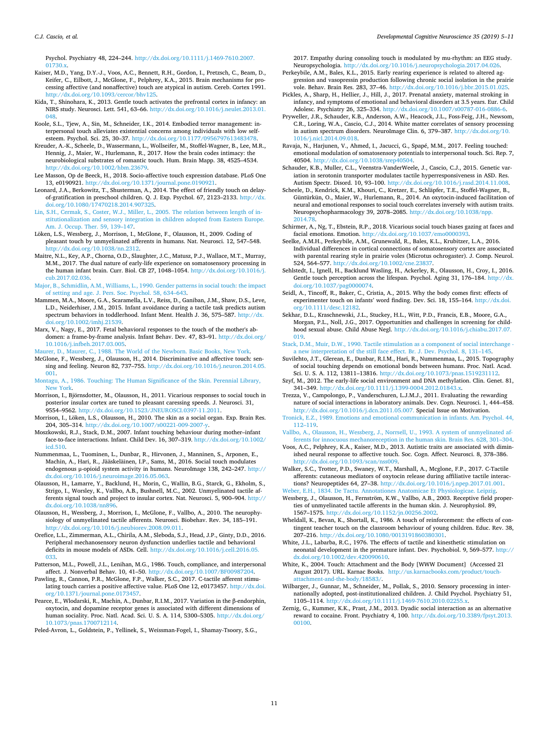Psychol. Psychiatry 48, 224–244. http://dx.doi.org/10.1111/j.1469-7610.2007.01730.x.

Kaiser, M.D., Yang, D.Y.-J., Voos, A.C., Bennett, R.H., Gordon, I., Pretzsch, C., Beam, D., Keifer, C., Eilbott, J., McGlone, F., Pelphrey, K.A., 2015. Brain mechanisms for processing affective (and nonaffective) touch are atypical in autism. Cereb. Cortex 1991. http://dx.doi.org/10.1093/cercor/bhv125.

Kida, T., Shinohara, K., 2013. Gentle touch activates the prefrontal cortex in infancy: an NIRS study. Neurosci. Lett. 541, 63–66. http://dx.doi.org/10.1016/j.neulet.2013.01.048.

Koole, S.L., Tjew, A., Sin, M., Schneider, I.K., 2014. Embodied terror management: interpersonal touch alleviates existential concerns among individuals with low self-esteem. Psychol. Sci. 25, 30–37. http://dx.doi.org/10.1177/0956797613483478.

Kreuder, A.-K., Scheele, D., Wassermann, L., Wollseifer, M., Stoffel-Wagner, B., Lee, M.R., Hennig, J., Maier, W., Hurlemann, R., 2017. How the brain codes intimacy: the neurobiological substrates of romantic touch. Hum. Brain Mapp. 38, 4525–4534. http://dx.doi.org/10.1002/hbm.23679.

Lee Masson, Op de Beeck, H., 2018. Socio-affective touch expression database. PLoS One 13, e0190921. http://dx.doi.org/10.1371/journal.pone.0190921.

Leonard, J.A., Berkowitz, T., Shusterman, A., 2014. The effect of friendly touch on delay-of-gratification in preschool children. Q. J. Exp. Psychol. 67, 2123–2133. http://dx.doi.org/10.1080/17470218.2014.907325.

Lin, S.H., Cermak, S., Coster, W.J., Miller, L., 2005. The relation between length of institutionalization and sensory integration in children adopted from Eastern Europe. Am. J. Occup. Ther. 59, 139–147.

Löken, L.S., Wessberg, J., Morrison, I., McGlone, F., Olausson, H., 2009. Coding of pleasant touch by unmyelinated afferents in humans. Nat. Neurosci. 12, 547–548. http://dx.doi.org/10.1038/nn.2312.

Maitre, N.L., Key, A.P., Chorna, O.D., Slaughter, J.C., Matusz, P.J., Wallace, M.T., Murray, M.M., 2017. The dual nature of early-life experience on somatosensory processing in the human infant brain. Curr. Biol. CB 27, 1048–1054. http://dx.doi.org/10.1016/j.cub.2017.02.036.

Major, B., Schmidlin, A.M., Williams, L., 1990. Gender patterns in social touch: the impact of setting and age. J. Pers. Soc. Psychol. 58, 634–643.

Mammen, M.A., Moore, G.A., Scaramella, L.V., Reiss, D., Ganiban, J.M., Shaw, D.S., Leve, L.D., Neiderhiser, J.M., 2015. Infant avoidance during a tactile task predicts autism spectrum behaviors in toddlerhood. Infant Ment. Health J. 36, 575–587. http://dx.doi.org/10.1002/imhj.21539.

Marx, V., Nagy, E., 2017. Fetal behavioral responses to the touch of the mother's abdomen: a frame-by-frame analysis. Infant Behav. Dev. 47, 83–91. http://dx.doi.org/10.1016/j.infbeh.2017.03.005.

Maurer, D., Maurer, C., 1988. The World of the Newborn. Basic Books, New York.

McGlone, F., Wessberg, J., Olausson, H., 2014. Discriminative and affective touch: sensing and feeling. Neuron 82, 737–755. http://dx.doi.org/10.1016/j.neuron.2014.05.001.

Montagu, A., 1986. Touching: The Human Significance of the Skin. Perennial Library, New York.

Morrison, I., Björnsdotter, M., Olausson, H., 2011. Vicarious responses to social touch in posterior insular cortex are tuned to pleasant caressing speeds. J. Neurosci. 31, 9554–9562. http://dx.doi.org/10.1523/JNEUROSCI.0397-11.2011.

Morrison, I., Löken, L.S., Olausson, H., 2010. The skin as a social organ. Exp. Brain Res. 204, 305–314. http://dx.doi.org/10.1007/s00221-009-2007-y.

Moszkowski, R.J., Stack, D.M., 2007. Infant touching behaviour during mother–infant face-to-face interactions. Infant. Child Dev. 16, 307–319. http://dx.doi.org/10.1002/icd.510.

Nummenmaa, L., Tuominen, L., Dunbar, R., Hirvonen, J., Manninen, S., Arponen, E., Machin, A., Hari, R., Jääskeläinen, I.P., Sams, M., 2016. Social touch modulates endogenous μ-opioid system activity in humans. NeuroImage 138, 242–247. http://dx.doi.org/10.1016/j.neuroimage.2016.05.063.

Olausson, H., Lamarre, Y., Backlund, H., Morin, C., Wallin, B.G., Starck, G., Ekholm, S., Strigo, I., Worsley, K., Vallbo, A.B., Bushnell, M.C., 2002. Unmyelinated tactile afferents signal touch and project to insular cortex. Nat. Neurosci. 5, 900–904. http://dx.doi.org/10.1038/nn896.

Olausson, H., Wessberg, J., Morrison, I., McGlone, F., Vallbo, A., 2010. The neurophysiology of unmyelinated tactile afferents. Neurosci. Biobehav. Rev. 34, 185–191. http://dx.doi.org/10.1016/j.neubiorev.2008.09.011.

Orefice, L.L., Zimmerman, A.L., Chirila, A.M., Sleboda, S.J., Head, J.P., Ginty, D.D., 2016. Peripheral mechanosensory neuron dysfunction underlies tactile and behavioral deficits in mouse models of ASDs. Cell. http://dx.doi.org/10.1016/j.cell.2016.05.033.

Patterson, M.L., Powell, J.L., Lenihan, M.G., 1986. Touch, compliance, and interpersonal affect. J. Nonverbal Behav. 10, 41–50. http://dx.doi.org/10.1007/BF00987204.

Pawling, R., Cannon, P.R., McGlone, F.P., Walker, S.C., 2017. C-tactile afferent stimulating touch carries a positive affective value. PLoS One 12, e0173457. http://dx.doi.org/10.1371/journal.pone.0173457.

Pearce, E., Wlodarski, R., Machin, A., Dunbar, R.I.M., 2017. Variation in the β-endorphin, oxytocin, and dopamine receptor genes is associated with different dimensions of human sociality. Proc. Natl. Acad. Sci. U. S. A. 114, 5300–5305. http://dx.doi.org/10.1073/pnas.1700712114.

Peled-Avron, L., Goldstein, P., Yellinek, S., Weissman-Fogel, I., Shamay-Tsoory, S.G., 2017. Empathy during consoling touch is modulated by mu-rhythm: an EEG study. Neuropsychologia. http://dx.doi.org/10.1016/j.neuropsychologia.2017.04.026.

Perkeybile, A.M., Bales, K.L., 2015. Early rearing experience is related to altered aggression and vasopressin production following chronic social isolation in the prairie vole. Behav. Brain Res. 283, 37–46. http://dx.doi.org/10.1016/j.bbr.2015.01.025.

Pickles, A., Sharp, H., Hellier, J., Hill, J., 2017. Prenatal anxiety, maternal stroking in infancy, and symptoms of emotional and behavioral disorders at 3.5 years. Eur. Child Adolesc. Psychiatry 26, 325–334. http://dx.doi.org/10.1007/s00787-016-0886-6.

Pryweller, J.R., Schauder, K.B., Anderson, A.W., Heacock, J.L., Foss-Feig, J.H., Newsom, C.R., Loring, W.A., Cascio, C.J., 2014. White matter correlates of sensory processing in autism spectrum disorders. NeuroImage Clin. 6, 379–387. http://dx.doi.org/10.1016/j.nicl.2014.09.018.

Ravaja, N., Harjunen, V., Ahmed, I., Jacucci, G., Spapé, M.M., 2017. Feeling touched: emotional modulation of somatosensory potentials to interpersonal touch. Sci. Rep. 7, 40504. http://dx.doi.org/10.1038/srep40504.

Schauder, K.B., Muller, C.L., Veenstra-VanderWeele, J., Cascio, C.J., 2015. Genetic variation in serotonin transporter modulates tactile hyperresponsiveness in ASD. Res. Autism Spectr. Disord. 10, 93–100. http://dx.doi.org/10.1016/j.rasd.2014.11.008.

Scheele, D., Kendrick, K.M., Khouri, C., Kretzer, E., Schläpfer, T.E., Stoffel-Wagner, B., Güntürkün, O., Maier, W., Hurlemann, R., 2014. An oxytocin-induced facilitation of neural and emotional responses to social touch correlates inversely with autism traits. Neuropsychopharmacology 39, 2078–2085. http://dx.doi.org/10.1038/npp.2014.78.

Schirmer, A., Ng, T., Ebstein, R.P., 2018. Vicarious social touch biases gazing at faces and facial emotions. Emotion. http://dx.doi.org/10.1037/emo0000393.

Seelke, A.M.H., Perkeybile, A.M., Grunewald, R., Bales, K.L., Krubitzer, L.A., 2016. Individual differences in cortical connections of somatosensory cortex are associated with parental rearing style in prairie voles (Microtus ochrogaster). J. Comp. Neurol. 524, 564–577. http://dx.doi.org/10.1002/cne.23837.

Sehlstedt, I., Ignell, H., Backlund Wasling, H., Ackerley, R., Olausson, H., Croy, I., 2016. Gentle touch perception across the lifespan. Psychol. Aging 31, 176–184. http://dx.doi.org/10.1037/pag0000074.

Seidl, A., Tincoff, R., Baker, C., Cristia, A., 2015. Why the body comes first: effects of experimenter touch on infants' word finding. Dev. Sci. 18, 155–164. http://dx.doi.org/10.1111/desc.12182.

Sekhar, D.L., Kraschnewski, J.L., Stuckey, H.L., Witt, P.D., Francis, E.B., Moore, G.A., Morgan, P.L., Noll, J.G., 2017. Opportunities and challenges in screening for childhood sexual abuse. Child Abuse Negl. http://dx.doi.org/10.1016/j.chiabu.2017.07.019.

Stack, D.M., Muir, D.W., 1990. Tactile stimulation as a component of social interchange - a new interpretation of the still face effect. Br. J. Dev. Psychol. 8, 131–145.

Suvilehto, J.T., Glerean, E., Dunbar, R.I.M., Hari, R., Nummenmaa, L., 2015. Topography of social touching depends on emotional bonds between humans. Proc. Natl. Acad. Sci. U. S. A. 112, 13811–13816. http://dx.doi.org/10.1073/pnas.1519231112.

Szyf, M., 2012. The early-life social environment and DNA methylation. Clin. Genet. 81, 341–349. http://dx.doi.org/10.1111/j.1399-0004.2012.01843.x.

Trezza, V., Campolongo, P., Vanderschuren, L.J.M.J., 2011. Evaluating the rewarding nature of social interactions in laboratory animals. Dev. Cogn. Neurosci. 1, 444–458. http://dx.doi.org/10.1016/j.dcn.2011.05.007. Special Issue on Motivation.

Tronick, E.Z., 1989. Emotions and emotional communication in infants. Am. Psychol. 44, 112–119.

Vallbo, A., Olausson, H., Wessberg, J., Norrsell, U., 1993. A system of unmyelinated afferents for innocuous mechanoreception in the human skin. Brain Res. 628, 301–304.

Voos, A.C., Pelphrey, K.A., Kaiser, M.D., 2013. Autistic traits are associated with diminished neural response to affective touch. Soc. Cogn. Affect. Neurosci. 8, 378–386. http://dx.doi.org/10.1093/scan/nss009.

Walker, S.C., Trotter, P.D., Swaney, W.T., Marshall, A., Mcglone, F.P., 2017. C-Tactile afferents: cutaneous mediators of oxytocin release during affiliative tactile interactions? Neuropeptides 64, 27–38. http://dx.doi.org/10.1016/j.npep.2017.01.001.

Weber, E.H., 1834. De Tactu. Annotationes Anatomicae Et Physiologicae. Leipzig.

Wessberg, J., Olausson, H., Fernström, K.W., Vallbo, A.B., 2003. Receptive field properties of unmyelinated tactile afferents in the human skin. J. Neurophysiol. 89, 1567–1575. http://dx.doi.org/10.1152/jn.00256.2002.

Wheldall, K., Bevan, K., Shortall, K., 1986. A touch of reinforcement: the effects of contingent teacher touch on the classroom behaviour of young children. Educ. Rev. 38, 207–216. http://dx.doi.org/10.1080/0013191860380301.

White, J.L., Labarba, R.C., 1976. The effects of tactile and kinesthetic stimulation on neonatal development in the premature infant. Dev. Psychobiol. 9, 569–577. http://dx.doi.org/10.1002/dev.420090610.

White, K., 2004. Touch: Attachment and the Body [WWW Document] (Accessed 21 August 2017). URL. Karnac Books. http://us.karnacbooks.com/product/touch-attachment-and-the-body/18583/.

Wilbarger, J., Gunnar, M., Schneider, M., Pollak, S., 2010. Sensory processing in internationally adopted, post-institutionalized children. J. Child Psychol. Psychiatry 51, 1105–1114. http://dx.doi.org/10.1111/j.1469-7610.2010.02255.x.

Zernig, G., Kummer, K.K., Prast, J.M., 2013. Dyadic social interaction as an alternative reward to cocaine. Front. Psychiatry 4, 100. http://dx.doi.org/10.3389/fpsyt.2013.00100.